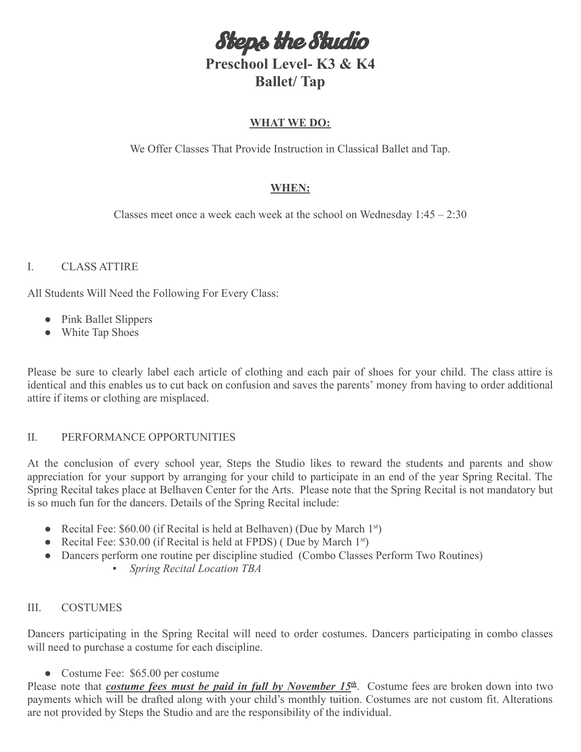# Steps the Studio

## Preschool Level- K3 & K4
## Ballet/ Tap

**WHAT WE DO:**

We Offer Classes That Provide Instruction in Classical Ballet and Tap.

**WHEN:**

Classes meet once a week each week at the school on Wednesday 1:45 – 2:30

### I. CLASS ATTIRE

All Students Will Need the Following For Every Class:

- Pink Ballet Slippers
- White Tap Shoes

Please be sure to clearly label each article of clothing and each pair of shoes for your child. The class attire is identical and this enables us to cut back on confusion and saves the parents' money from having to order additional attire if items or clothing are misplaced.

### II. PERFORMANCE OPPORTUNITIES

At the conclusion of every school year, Steps the Studio likes to reward the students and parents and show appreciation for your support by arranging for your child to participate in an end of the year Spring Recital. The Spring Recital takes place at Belhaven Center for the Arts. Please note that the Spring Recital is not mandatory but is so much fun for the dancers. Details of the Spring Recital include:

- Recital Fee: $60.00 (if Recital is held at Belhaven) (Due by March 1st)
- Recital Fee: $30.00 (if Recital is held at FPDS) ( Due by March 1st)
- Dancers perform one routine per discipline studied (Combo Classes Perform Two Routines)
  - *Spring Recital Location TBA*

### III. COSTUMES

Dancers participating in the Spring Recital will need to order costumes. Dancers participating in combo classes will need to purchase a costume for each discipline.

- Costume Fee: $65.00 per costume

Please note that ***costume fees must be paid in full by November 15th***. Costume fees are broken down into two payments which will be drafted along with your child's monthly tuition. Costumes are not custom fit. Alterations are not provided by Steps the Studio and are the responsibility of the individual.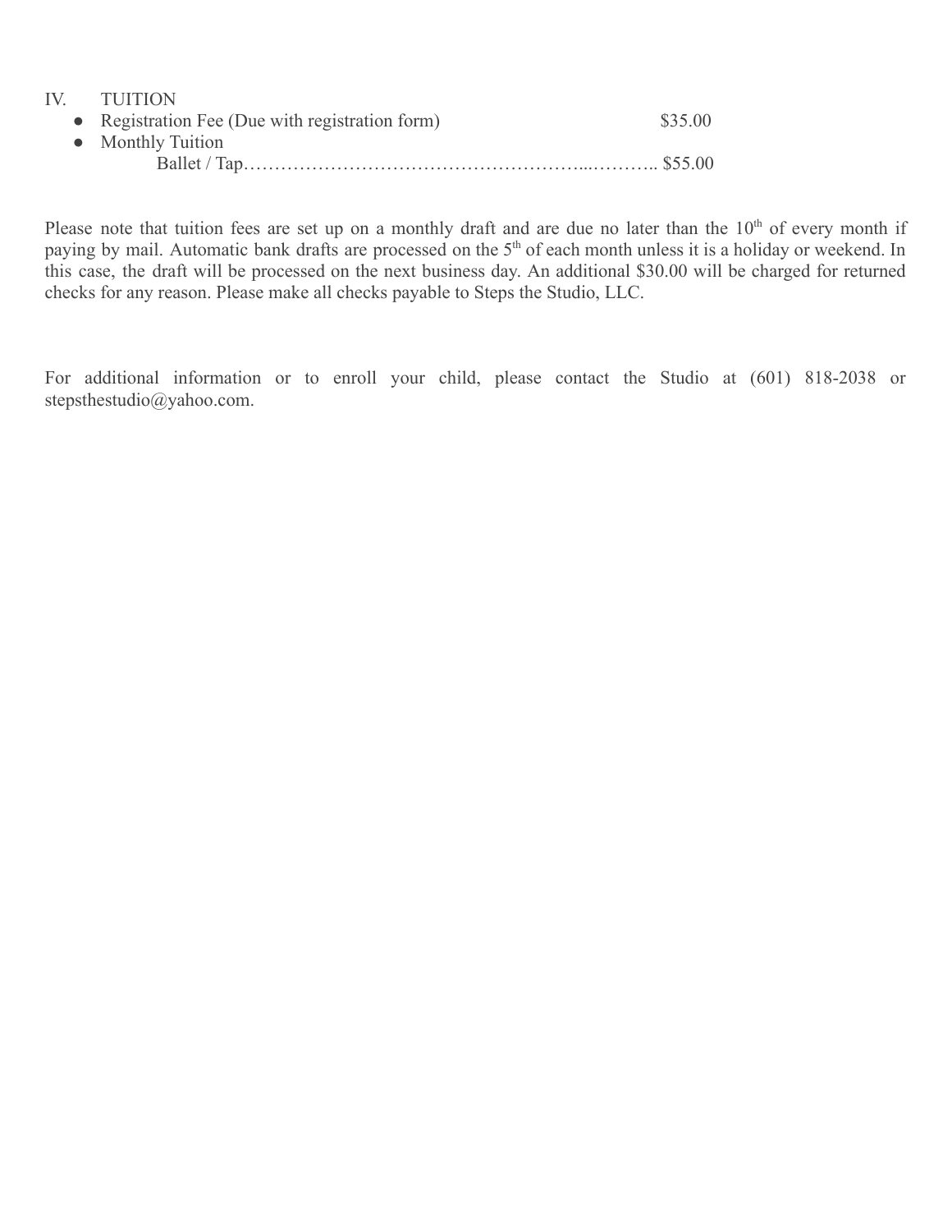IV. TUITION

- Registration Fee (Due with registration form) $35.00
- Monthly Tuition
  - Ballet / Tap……………………………………………...……….. $55.00

Please note that tuition fees are set up on a monthly draft and are due no later than the 10th of every month if paying by mail. Automatic bank drafts are processed on the 5th of each month unless it is a holiday or weekend. In this case, the draft will be processed on the next business day. An additional $30.00 will be charged for returned checks for any reason. Please make all checks payable to Steps the Studio, LLC.

For additional information or to enroll your child, please contact the Studio at (601) 818-2038 or stepsthestudio@yahoo.com.